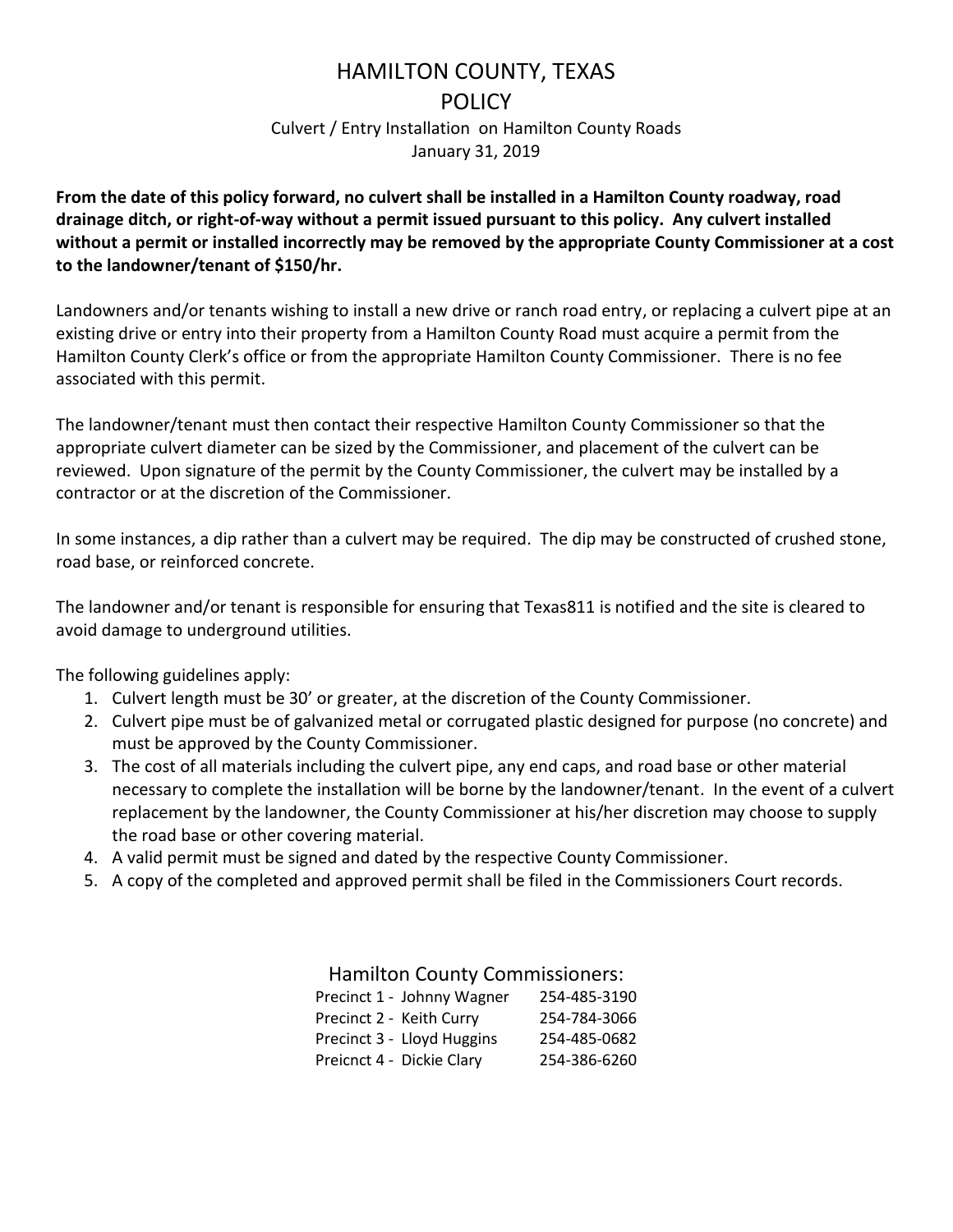# HAMILTON COUNTY, TEXAS

## POLICY

Culvert / Entry Installation on Hamilton County Roads

January 31, 2019

**From the date of this policy forward, no culvert shall be installed in a Hamilton County roadway, road drainage ditch, or right-of-way without a permit issued pursuant to this policy. Any culvert installed without a permit or installed incorrectly may be removed by the appropriate County Commissioner at a cost to the landowner/tenant of $150/hr.**

Landowners and/or tenants wishing to install a new drive or ranch road entry, or replacing a culvert pipe at an existing drive or entry into their property from a Hamilton County Road must acquire a permit from the Hamilton County Clerk's office or from the appropriate Hamilton County Commissioner. There is no fee associated with this permit.

The landowner/tenant must then contact their respective Hamilton County Commissioner so that the appropriate culvert diameter can be sized by the Commissioner, and placement of the culvert can be reviewed. Upon signature of the permit by the County Commissioner, the culvert may be installed by a contractor or at the discretion of the Commissioner.

In some instances, a dip rather than a culvert may be required. The dip may be constructed of crushed stone, road base, or reinforced concrete.

The landowner and/or tenant is responsible for ensuring that Texas811 is notified and the site is cleared to avoid damage to underground utilities.

The following guidelines apply:

1. Culvert length must be 30' or greater, at the discretion of the County Commissioner.
2. Culvert pipe must be of galvanized metal or corrugated plastic designed for purpose (no concrete) and must be approved by the County Commissioner.
3. The cost of all materials including the culvert pipe, any end caps, and road base or other material necessary to complete the installation will be borne by the landowner/tenant. In the event of a culvert replacement by the landowner, the County Commissioner at his/her discretion may choose to supply the road base or other covering material.
4. A valid permit must be signed and dated by the respective County Commissioner.
5. A copy of the completed and approved permit shall be filed in the Commissioners Court records.

Hamilton County Commissioners:

| | |
|---|---|
| Precinct 1 - Johnny Wagner | 254-485-3190 |
| Precinct 2 - Keith Curry | 254-784-3066 |
| Precinct 3 - Lloyd Huggins | 254-485-0682 |
| Preicnct 4 - Dickie Clary | 254-386-6260 |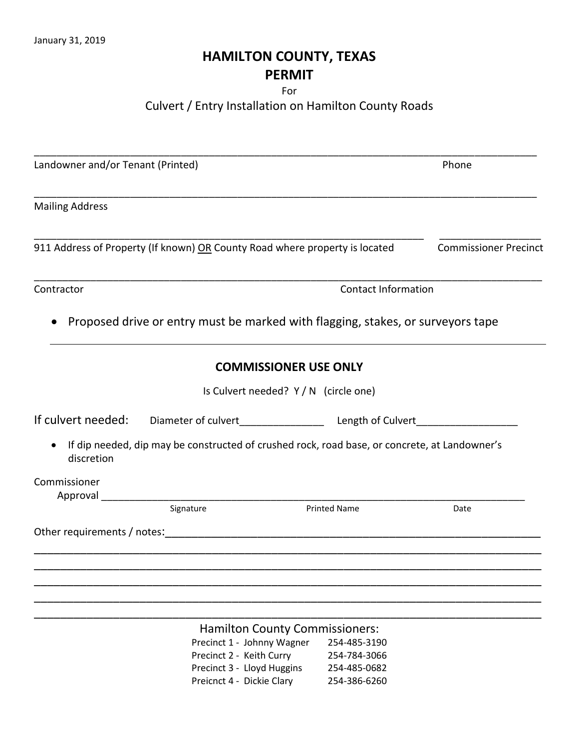January 31, 2019

# HAMILTON COUNTY, TEXAS
## PERMIT

For

Culvert / Entry Installation on Hamilton County Roads

\_\_\_\_\_\_\_\_\_\_\_\_\_\_\_\_\_\_\_\_\_\_\_\_\_\_\_\_\_\_\_\_\_\_\_\_\_\_\_\_\_\_\_\_\_\_\_\_\_\_\_\_\_\_\_\_\_\_\_\_\_\_\_\_\_\_\_\_\_\_\_\_\_\_\_\_\_\_

Landowner and/or Tenant (Printed) Phone

\_\_\_\_\_\_\_\_\_\_\_\_\_\_\_\_\_\_\_\_\_\_\_\_\_\_\_\_\_\_\_\_\_\_\_\_\_\_\_\_\_\_\_\_\_\_\_\_\_\_\_\_\_\_\_\_\_\_\_\_\_\_\_\_\_\_\_\_\_\_\_\_\_\_\_\_\_\_

Mailing Address

\_\_\_\_\_\_\_\_\_\_\_\_\_\_\_\_\_\_\_\_\_\_\_\_\_\_\_\_\_\_\_\_\_\_\_\_\_\_\_\_\_\_\_\_\_\_\_\_\_\_\_\_\_\_\_\_\_\_\_\_ \_\_\_\_\_\_\_\_\_\_\_\_\_\_\_\_\_

911 Address of Property (If known) <u>OR</u> County Road where property is located Commissioner Precinct

\_\_\_\_\_\_\_\_\_\_\_\_\_\_\_\_\_\_\_\_\_\_\_\_\_\_\_\_\_\_\_\_\_\_\_\_\_\_\_\_\_\_\_\_\_\_\_\_\_\_\_\_\_\_\_\_\_\_\_\_\_\_\_\_\_\_\_\_\_\_\_\_\_\_\_\_\_\_

Contractor Contact Information

- Proposed drive or entry must be marked with flagging, stakes, or surveyors tape

---

### COMMISSIONER USE ONLY

Is Culvert needed? Y / N (circle one)

If culvert needed: Diameter of culvert\_\_\_\_\_\_\_\_\_\_\_\_\_\_ Length of Culvert\_\_\_\_\_\_\_\_\_\_\_\_\_\_\_\_\_

- If dip needed, dip may be constructed of crushed rock, road base, or concrete, at Landowner's discretion

Commissioner
Approval \_\_\_\_\_\_\_\_\_\_\_\_\_\_\_\_\_\_\_\_\_\_\_\_\_\_\_\_\_\_\_\_\_\_\_\_\_\_\_\_\_\_\_\_\_\_\_\_\_\_\_\_\_\_\_\_\_\_\_\_\_\_\_\_\_\_\_\_\_\_

Signature Printed Name Date

Other requirements / notes:\_\_\_\_\_\_\_\_\_\_\_\_\_\_\_\_\_\_\_\_\_\_\_\_\_\_\_\_\_\_\_\_\_\_\_\_\_\_\_\_\_\_\_\_\_\_\_\_\_\_\_\_\_\_\_\_

\_\_\_\_\_\_\_\_\_\_\_\_\_\_\_\_\_\_\_\_\_\_\_\_\_\_\_\_\_\_\_\_\_\_\_\_\_\_\_\_\_\_\_\_\_\_\_\_\_\_\_\_\_\_\_\_\_\_\_\_\_\_\_\_\_\_\_\_\_\_\_\_\_\_\_\_\_\_

\_\_\_\_\_\_\_\_\_\_\_\_\_\_\_\_\_\_\_\_\_\_\_\_\_\_\_\_\_\_\_\_\_\_\_\_\_\_\_\_\_\_\_\_\_\_\_\_\_\_\_\_\_\_\_\_\_\_\_\_\_\_\_\_\_\_\_\_\_\_\_\_\_\_\_\_\_\_

\_\_\_\_\_\_\_\_\_\_\_\_\_\_\_\_\_\_\_\_\_\_\_\_\_\_\_\_\_\_\_\_\_\_\_\_\_\_\_\_\_\_\_\_\_\_\_\_\_\_\_\_\_\_\_\_\_\_\_\_\_\_\_\_\_\_\_\_\_\_\_\_\_\_\_\_\_\_

\_\_\_\_\_\_\_\_\_\_\_\_\_\_\_\_\_\_\_\_\_\_\_\_\_\_\_\_\_\_\_\_\_\_\_\_\_\_\_\_\_\_\_\_\_\_\_\_\_\_\_\_\_\_\_\_\_\_\_\_\_\_\_\_\_\_\_\_\_\_\_\_\_\_\_\_\_\_

\_\_\_\_\_\_\_\_\_\_\_\_\_\_\_\_\_\_\_\_\_\_\_\_\_\_\_\_\_\_\_\_\_\_\_\_\_\_\_\_\_\_\_\_\_\_\_\_\_\_\_\_\_\_\_\_\_\_\_\_\_\_\_\_\_\_\_\_\_\_\_\_\_\_\_\_\_\_

Hamilton County Commissioners:

| | |
|---|---|
| Precinct 1 - Johnny Wagner | 254-485-3190 |
| Precinct 2 - Keith Curry | 254-784-3066 |
| Precinct 3 - Lloyd Huggins | 254-485-0682 |
| Preicnct 4 - Dickie Clary | 254-386-6260 |